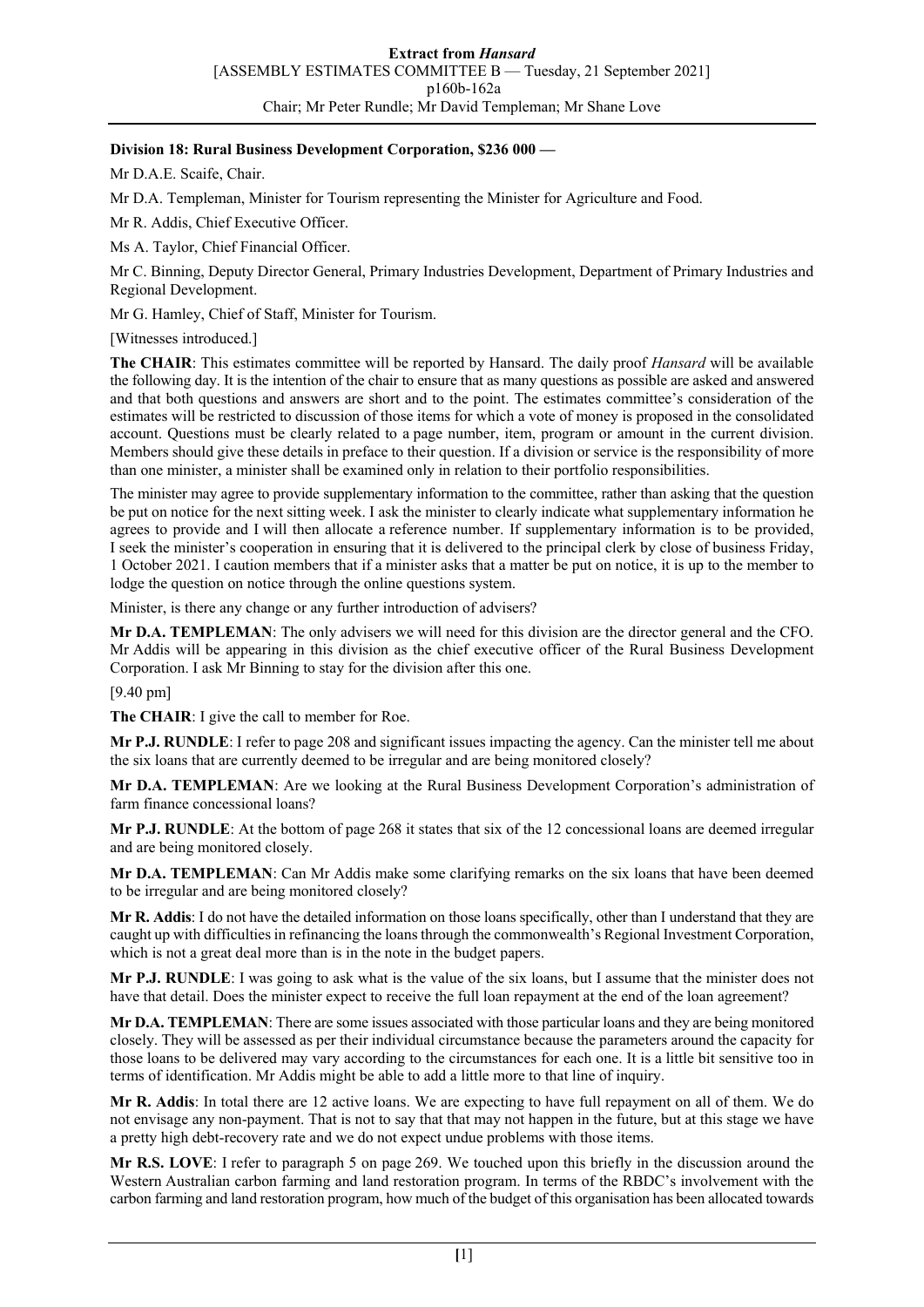**Division 18: Rural Business Development Corporation, $236 000 —**

Mr D.A.E. Scaife, Chair.

Mr D.A. Templeman, Minister for Tourism representing the Minister for Agriculture and Food.

Mr R. Addis, Chief Executive Officer.

Ms A. Taylor, Chief Financial Officer.

Mr C. Binning, Deputy Director General, Primary Industries Development, Department of Primary Industries and Regional Development.

Mr G. Hamley, Chief of Staff, Minister for Tourism.

[Witnesses introduced.]

**The CHAIR**: This estimates committee will be reported by Hansard. The daily proof *Hansard* will be available the following day. It is the intention of the chair to ensure that as many questions as possible are asked and answered and that both questions and answers are short and to the point. The estimates committee's consideration of the estimates will be restricted to discussion of those items for which a vote of money is proposed in the consolidated account. Questions must be clearly related to a page number, item, program or amount in the current division. Members should give these details in preface to their question. If a division or service is the responsibility of more than one minister, a minister shall be examined only in relation to their portfolio responsibilities.

The minister may agree to provide supplementary information to the committee, rather than asking that the question be put on notice for the next sitting week. I ask the minister to clearly indicate what supplementary information he agrees to provide and I will then allocate a reference number. If supplementary information is to be provided, I seek the minister's cooperation in ensuring that it is delivered to the principal clerk by close of business Friday, 1 October 2021. I caution members that if a minister asks that a matter be put on notice, it is up to the member to lodge the question on notice through the online questions system.

Minister, is there any change or any further introduction of advisers?

**Mr D.A. TEMPLEMAN**: The only advisers we will need for this division are the director general and the CFO. Mr Addis will be appearing in this division as the chief executive officer of the Rural Business Development Corporation. I ask Mr Binning to stay for the division after this one.

[9.40 pm]

**The CHAIR**: I give the call to member for Roe.

**Mr P.J. RUNDLE**: I refer to page 208 and significant issues impacting the agency. Can the minister tell me about the six loans that are currently deemed to be irregular and are being monitored closely?

**Mr D.A. TEMPLEMAN**: Are we looking at the Rural Business Development Corporation's administration of farm finance concessional loans?

**Mr P.J. RUNDLE**: At the bottom of page 268 it states that six of the 12 concessional loans are deemed irregular and are being monitored closely.

**Mr D.A. TEMPLEMAN**: Can Mr Addis make some clarifying remarks on the six loans that have been deemed to be irregular and are being monitored closely?

**Mr R. Addis**: I do not have the detailed information on those loans specifically, other than I understand that they are caught up with difficulties in refinancing the loans through the commonwealth's Regional Investment Corporation, which is not a great deal more than is in the note in the budget papers.

**Mr P.J. RUNDLE**: I was going to ask what is the value of the six loans, but I assume that the minister does not have that detail. Does the minister expect to receive the full loan repayment at the end of the loan agreement?

**Mr D.A. TEMPLEMAN**: There are some issues associated with those particular loans and they are being monitored closely. They will be assessed as per their individual circumstance because the parameters around the capacity for those loans to be delivered may vary according to the circumstances for each one. It is a little bit sensitive too in terms of identification. Mr Addis might be able to add a little more to that line of inquiry.

**Mr R. Addis**: In total there are 12 active loans. We are expecting to have full repayment on all of them. We do not envisage any non-payment. That is not to say that that may not happen in the future, but at this stage we have a pretty high debt-recovery rate and we do not expect undue problems with those items.

**Mr R.S. LOVE**: I refer to paragraph 5 on page 269. We touched upon this briefly in the discussion around the Western Australian carbon farming and land restoration program. In terms of the RBDC's involvement with the carbon farming and land restoration program, how much of the budget of this organisation has been allocated towards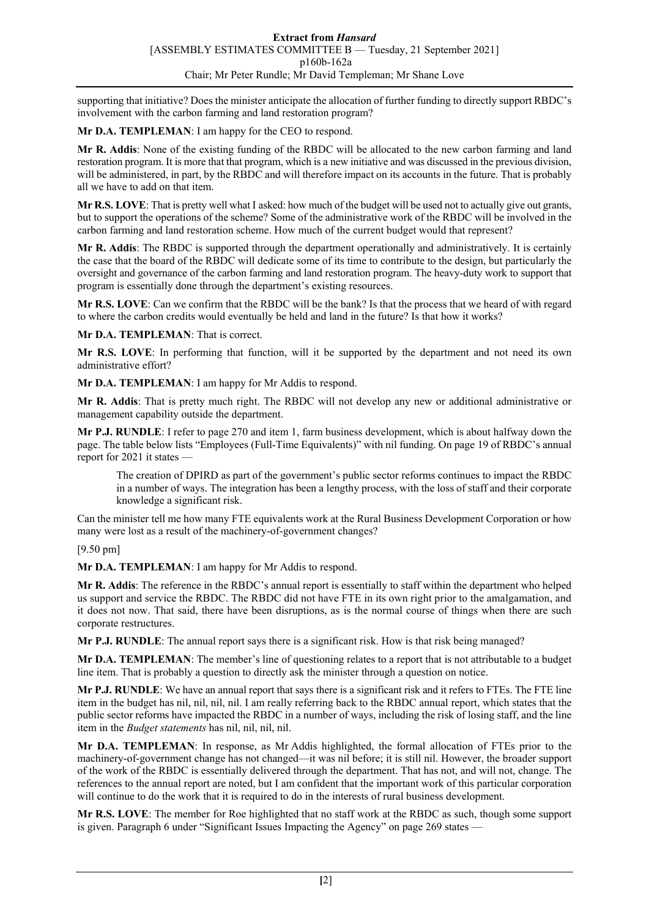supporting that initiative? Does the minister anticipate the allocation of further funding to directly support RBDC's involvement with the carbon farming and land restoration program?

**Mr D.A. TEMPLEMAN**: I am happy for the CEO to respond.

**Mr R. Addis**: None of the existing funding of the RBDC will be allocated to the new carbon farming and land restoration program. It is more that that program, which is a new initiative and was discussed in the previous division, will be administered, in part, by the RBDC and will therefore impact on its accounts in the future. That is probably all we have to add on that item.

**Mr R.S. LOVE**: That is pretty well what I asked: how much of the budget will be used not to actually give out grants, but to support the operations of the scheme? Some of the administrative work of the RBDC will be involved in the carbon farming and land restoration scheme. How much of the current budget would that represent?

**Mr R. Addis**: The RBDC is supported through the department operationally and administratively. It is certainly the case that the board of the RBDC will dedicate some of its time to contribute to the design, but particularly the oversight and governance of the carbon farming and land restoration program. The heavy-duty work to support that program is essentially done through the department's existing resources.

**Mr R.S. LOVE**: Can we confirm that the RBDC will be the bank? Is that the process that we heard of with regard to where the carbon credits would eventually be held and land in the future? Is that how it works?

**Mr D.A. TEMPLEMAN**: That is correct.

**Mr R.S. LOVE**: In performing that function, will it be supported by the department and not need its own administrative effort?

**Mr D.A. TEMPLEMAN**: I am happy for Mr Addis to respond.

**Mr R. Addis**: That is pretty much right. The RBDC will not develop any new or additional administrative or management capability outside the department.

**Mr P.J. RUNDLE**: I refer to page 270 and item 1, farm business development, which is about halfway down the page. The table below lists "Employees (Full-Time Equivalents)" with nil funding. On page 19 of RBDC's annual report for 2021 it states —

> The creation of DPIRD as part of the government's public sector reforms continues to impact the RBDC in a number of ways. The integration has been a lengthy process, with the loss of staff and their corporate knowledge a significant risk.

Can the minister tell me how many FTE equivalents work at the Rural Business Development Corporation or how many were lost as a result of the machinery-of-government changes?

[9.50 pm]

**Mr D.A. TEMPLEMAN**: I am happy for Mr Addis to respond.

**Mr R. Addis**: The reference in the RBDC's annual report is essentially to staff within the department who helped us support and service the RBDC. The RBDC did not have FTE in its own right prior to the amalgamation, and it does not now. That said, there have been disruptions, as is the normal course of things when there are such corporate restructures.

**Mr P.J. RUNDLE**: The annual report says there is a significant risk. How is that risk being managed?

**Mr D.A. TEMPLEMAN**: The member's line of questioning relates to a report that is not attributable to a budget line item. That is probably a question to directly ask the minister through a question on notice.

**Mr P.J. RUNDLE**: We have an annual report that says there is a significant risk and it refers to FTEs. The FTE line item in the budget has nil, nil, nil, nil, nil. I am really referring back to the RBDC annual report, which states that the public sector reforms have impacted the RBDC in a number of ways, including the risk of losing staff, and the line item in the *Budget statements* has nil, nil, nil, nil.

**Mr D.A. TEMPLEMAN**: In response, as Mr Addis highlighted, the formal allocation of FTEs prior to the machinery-of-government change has not changed—it was nil before; it is still nil. However, the broader support of the work of the RBDC is essentially delivered through the department. That has not, and will not, change. The references to the annual report are noted, but I am confident that the important work of this particular corporation will continue to do the work that it is required to do in the interests of rural business development.

**Mr R.S. LOVE**: The member for Roe highlighted that no staff work at the RBDC as such, though some support is given. Paragraph 6 under "Significant Issues Impacting the Agency" on page 269 states —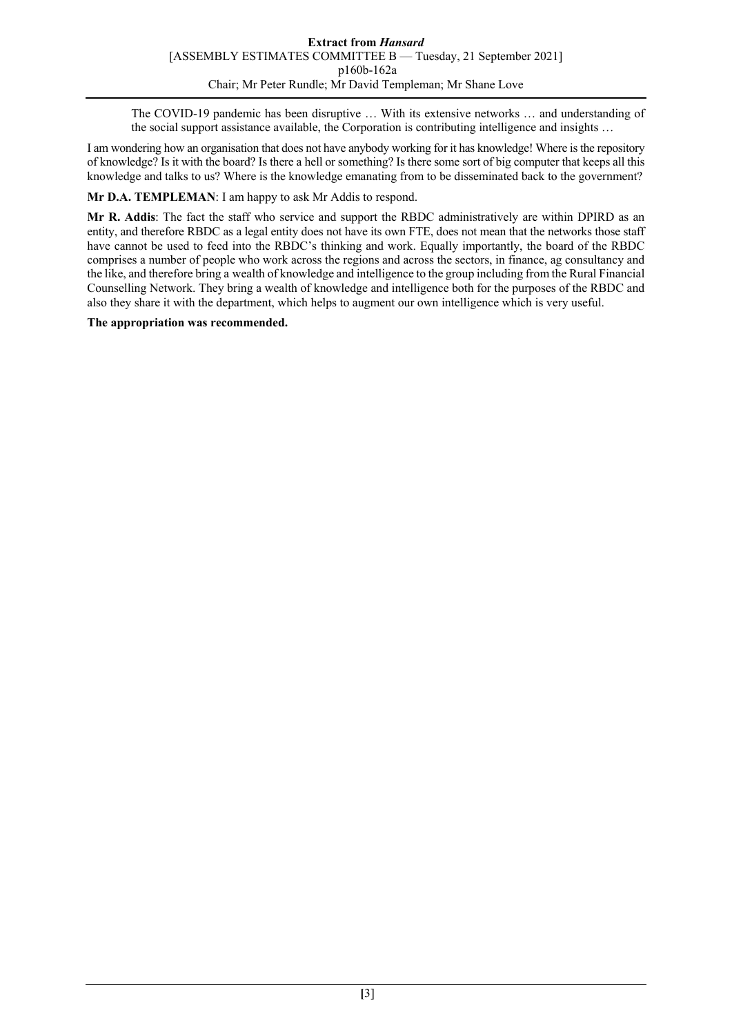> The COVID-19 pandemic has been disruptive … With its extensive networks … and understanding of the social support assistance available, the Corporation is contributing intelligence and insights …

I am wondering how an organisation that does not have anybody working for it has knowledge! Where is the repository of knowledge? Is it with the board? Is there a hell or something? Is there some sort of big computer that keeps all this knowledge and talks to us? Where is the knowledge emanating from to be disseminated back to the government?

**Mr D.A. TEMPLEMAN**: I am happy to ask Mr Addis to respond.

**Mr R. Addis**: The fact the staff who service and support the RBDC administratively are within DPIRD as an entity, and therefore RBDC as a legal entity does not have its own FTE, does not mean that the networks those staff have cannot be used to feed into the RBDC's thinking and work. Equally importantly, the board of the RBDC comprises a number of people who work across the regions and across the sectors, in finance, ag consultancy and the like, and therefore bring a wealth of knowledge and intelligence to the group including from the Rural Financial Counselling Network. They bring a wealth of knowledge and intelligence both for the purposes of the RBDC and also they share it with the department, which helps to augment our own intelligence which is very useful.

**The appropriation was recommended.**